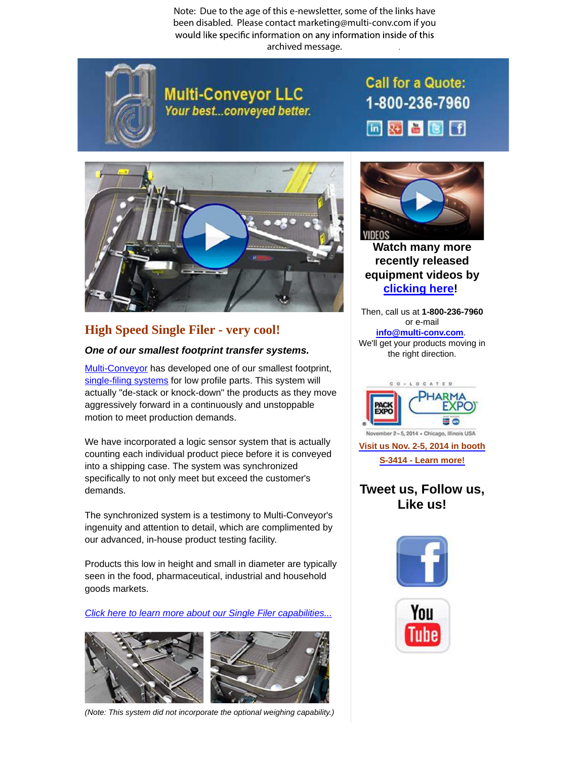Note: Due to the age of this e-newsletter, some of the links have been disabled. Please contact marketing@multi-conv.com if you would like specific information on any information inside of this archived message.

**Multi-Conveyor LLC**
*Your best...conveyed better.*

**Call for a Quote: 1-800-236-7960**

## High Speed Single Filer - very cool!

***One of our smallest footprint transfer systems.***

Multi-Conveyor has developed one of our smallest footprint, single-filing systems for low profile parts. This system will actually "de-stack or knock-down" the products as they move aggressively forward in a continuously and unstoppable motion to meet production demands.

We have incorporated a logic sensor system that is actually counting each individual product piece before it is conveyed into a shipping case. The system was synchronized specifically to not only meet but exceed the customer's demands.

The synchronized system is a testimony to Multi-Conveyor's ingenuity and attention to detail, which are complimented by our advanced, in-house product testing facility.

Products this low in height and small in diameter are typically seen in the food, pharmaceutical, industrial and household goods markets.

*Click here to learn more about our Single Filer capabilities...*

*(Note: This system did not incorporate the optional weighing capability.)*

**Watch many more recently released equipment videos by clicking here!**

Then, call us at **1-800-236-7960** or e-mail **info@multi-conv.com**. We'll get your products moving in the right direction.

CO-LOCATED PACK EXPO PHARMA EXPO

November 2–5, 2014 • Chicago, Illinois USA

**Visit us Nov. 2-5, 2014 in booth S-3414 - Learn more!**

**Tweet us, Follow us, Like us!**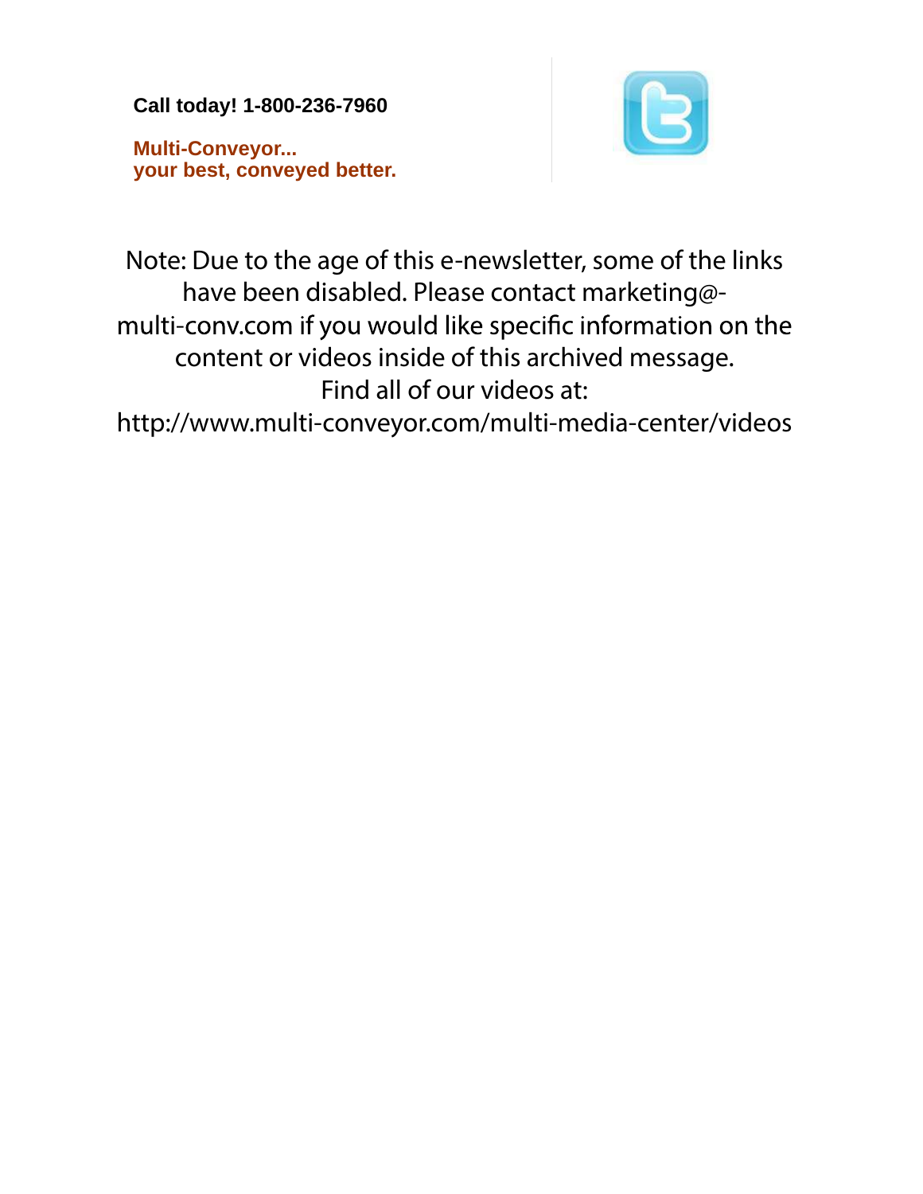**Call today! 1-800-236-7960**

**Multi-Conveyor...**
**your best, conveyed better.**

Note: Due to the age of this e-newsletter, some of the links have been disabled. Please contact marketing@multi-conv.com if you would like specific information on the content or videos inside of this archived message.
Find all of our videos at:
http://www.multi-conveyor.com/multi-media-center/videos